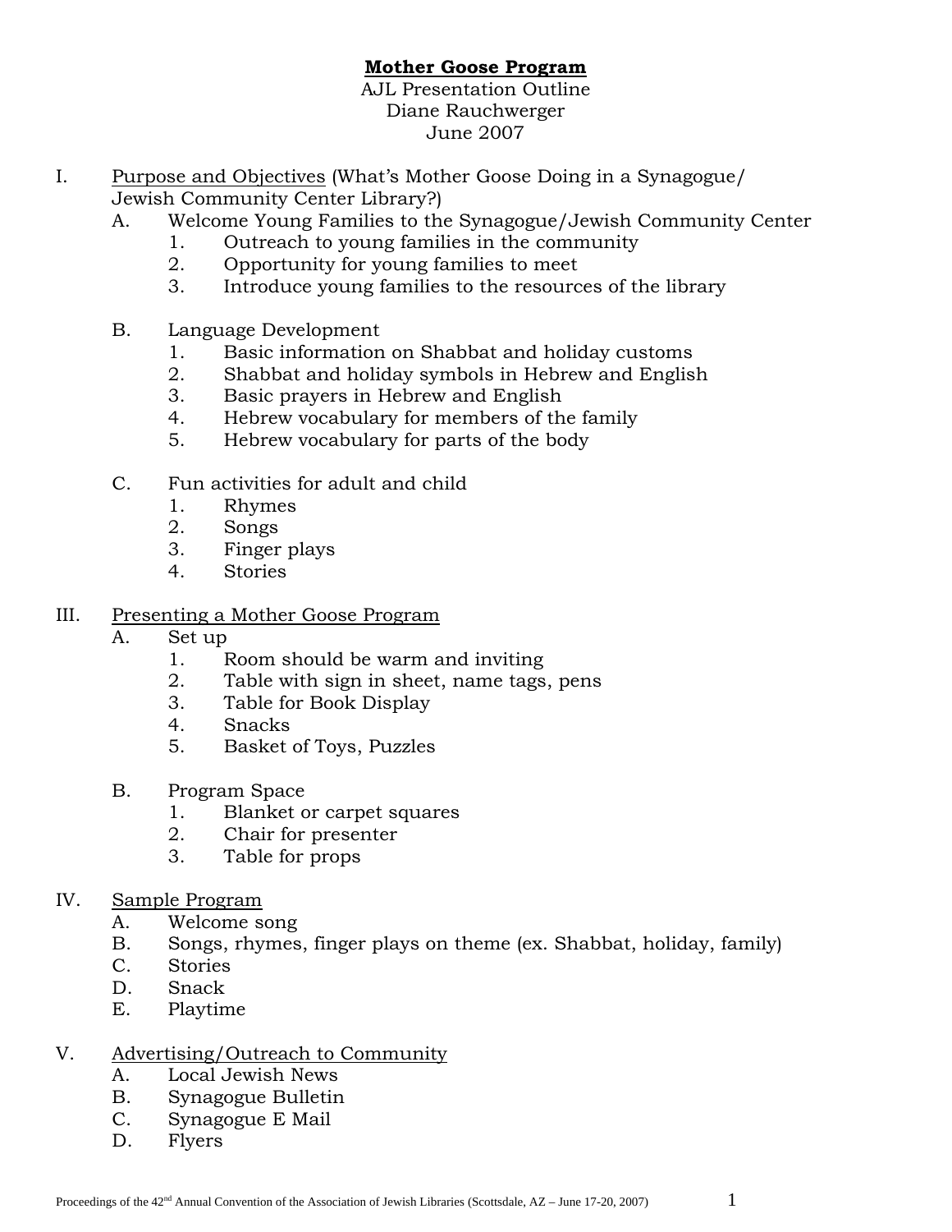# Mother Goose Program

AJL Presentation Outline
Diane Rauchwerger
June 2007

I. Purpose and Objectives (What's Mother Goose Doing in a Synagogue/ Jewish Community Center Library?)
   A. Welcome Young Families to the Synagogue/Jewish Community Center
      1. Outreach to young families in the community
      2. Opportunity for young families to meet
      3. Introduce young families to the resources of the library

   B. Language Development
      1. Basic information on Shabbat and holiday customs
      2. Shabbat and holiday symbols in Hebrew and English
      3. Basic prayers in Hebrew and English
      4. Hebrew vocabulary for members of the family
      5. Hebrew vocabulary for parts of the body

   C. Fun activities for adult and child
      1. Rhymes
      2. Songs
      3. Finger plays
      4. Stories

III. Presenting a Mother Goose Program
   A. Set up
      1. Room should be warm and inviting
      2. Table with sign in sheet, name tags, pens
      3. Table for Book Display
      4. Snacks
      5. Basket of Toys, Puzzles

   B. Program Space
      1. Blanket or carpet squares
      2. Chair for presenter
      3. Table for props

IV. Sample Program
   A. Welcome song
   B. Songs, rhymes, finger plays on theme (ex. Shabbat, holiday, family)
   C. Stories
   D. Snack
   E. Playtime

V. Advertising/Outreach to Community
   A. Local Jewish News
   B. Synagogue Bulletin
   C. Synagogue E Mail
   D. Flyers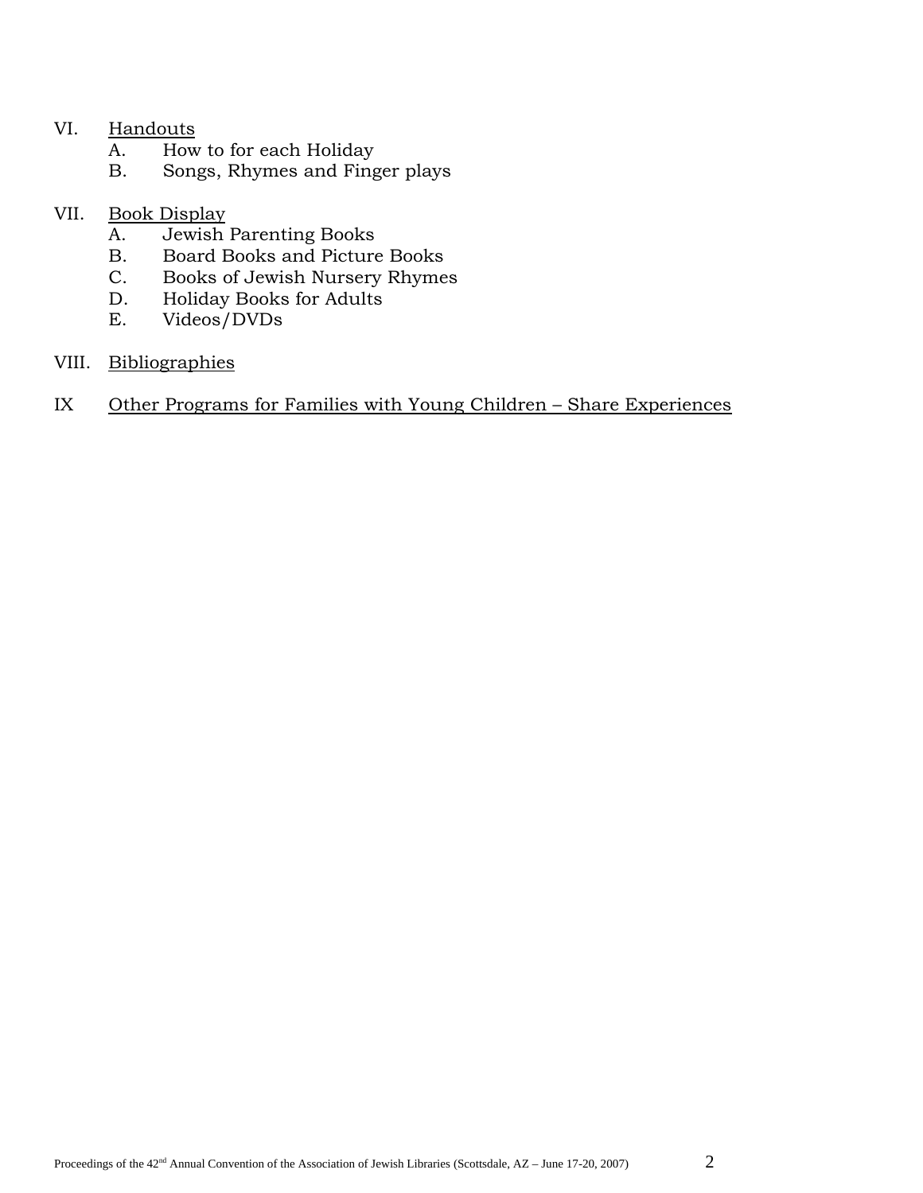VI. <u>Handouts</u>
   A. How to for each Holiday
   B. Songs, Rhymes and Finger plays

VII. <u>Book Display</u>
   A. Jewish Parenting Books
   B. Board Books and Picture Books
   C. Books of Jewish Nursery Rhymes
   D. Holiday Books for Adults
   E. Videos/DVDs

VIII. <u>Bibliographies</u>

IX <u>Other Programs for Families with Young Children – Share Experiences</u>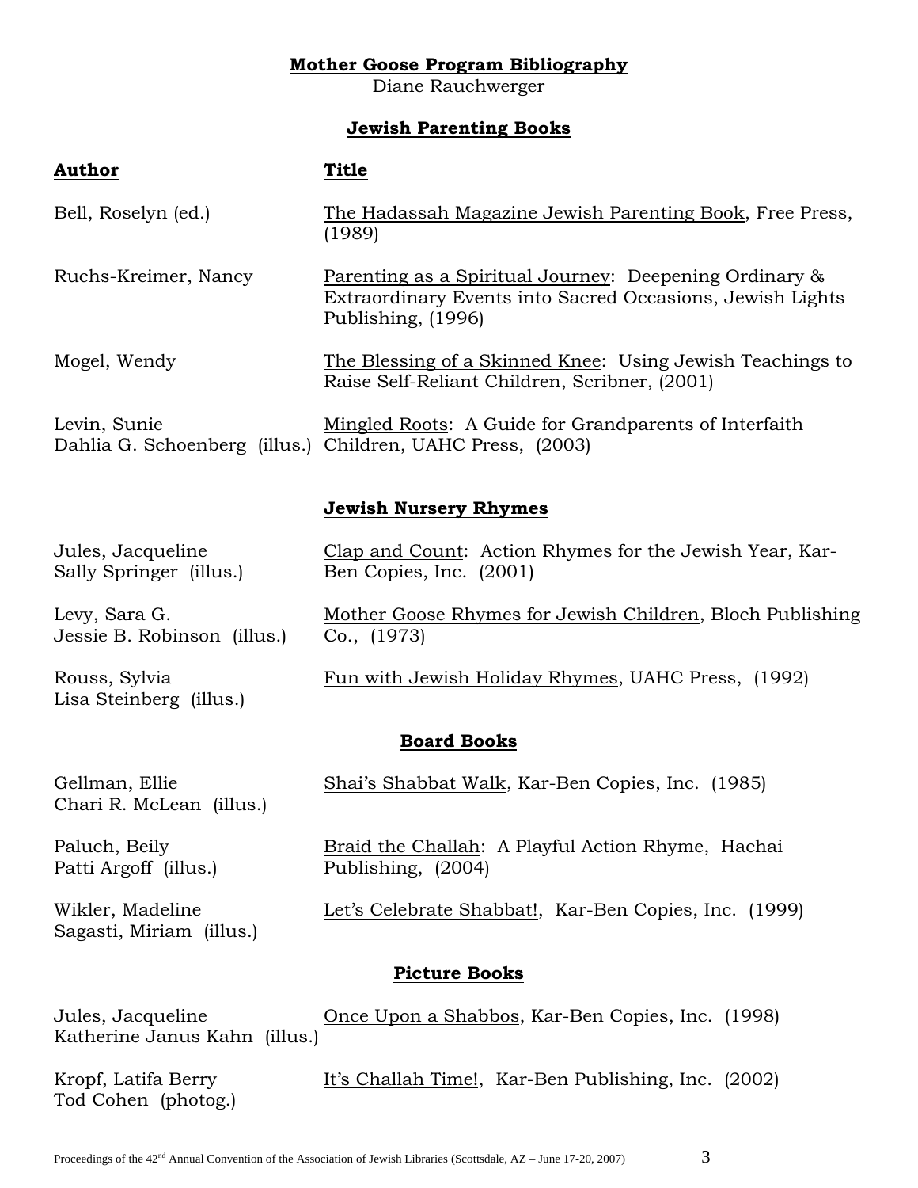**Mother Goose Program Bibliography**

Diane Rauchwerger

## Jewish Parenting Books

| Author | Title |
|---|---|
| Bell, Roselyn (ed.) | The Hadassah Magazine Jewish Parenting Book, Free Press, (1989) |
| Ruchs-Kreimer, Nancy | Parenting as a Spiritual Journey: Deepening Ordinary & Extraordinary Events into Sacred Occasions, Jewish Lights Publishing, (1996) |
| Mogel, Wendy | The Blessing of a Skinned Knee: Using Jewish Teachings to Raise Self-Reliant Children, Scribner, (2001) |
| Levin, Sunie<br>Dahlia G. Schoenberg (illus.) | Mingled Roots: A Guide for Grandparents of Interfaith Children, UAHC Press, (2003) |

## Jewish Nursery Rhymes

| Author | Title |
|---|---|
| Jules, Jacqueline<br>Sally Springer (illus.) | Clap and Count: Action Rhymes for the Jewish Year, Kar-Ben Copies, Inc. (2001) |
| Levy, Sara G.<br>Jessie B. Robinson (illus.) | Mother Goose Rhymes for Jewish Children, Bloch Publishing Co., (1973) |
| Rouss, Sylvia<br>Lisa Steinberg (illus.) | Fun with Jewish Holiday Rhymes, UAHC Press, (1992) |

## Board Books

| Author | Title |
|---|---|
| Gellman, Ellie<br>Chari R. McLean (illus.) | Shai's Shabbat Walk, Kar-Ben Copies, Inc. (1985) |
| Paluch, Beily<br>Patti Argoff (illus.) | Braid the Challah: A Playful Action Rhyme, Hachai Publishing, (2004) |
| Wikler, Madeline<br>Sagasti, Miriam (illus.) | Let's Celebrate Shabbat!, Kar-Ben Copies, Inc. (1999) |

## Picture Books

| Author | Title |
|---|---|
| Jules, Jacqueline<br>Katherine Janus Kahn (illus.) | Once Upon a Shabbos, Kar-Ben Copies, Inc. (1998) |
| Kropf, Latifa Berry<br>Tod Cohen (photog.) | It's Challah Time!, Kar-Ben Publishing, Inc. (2002) |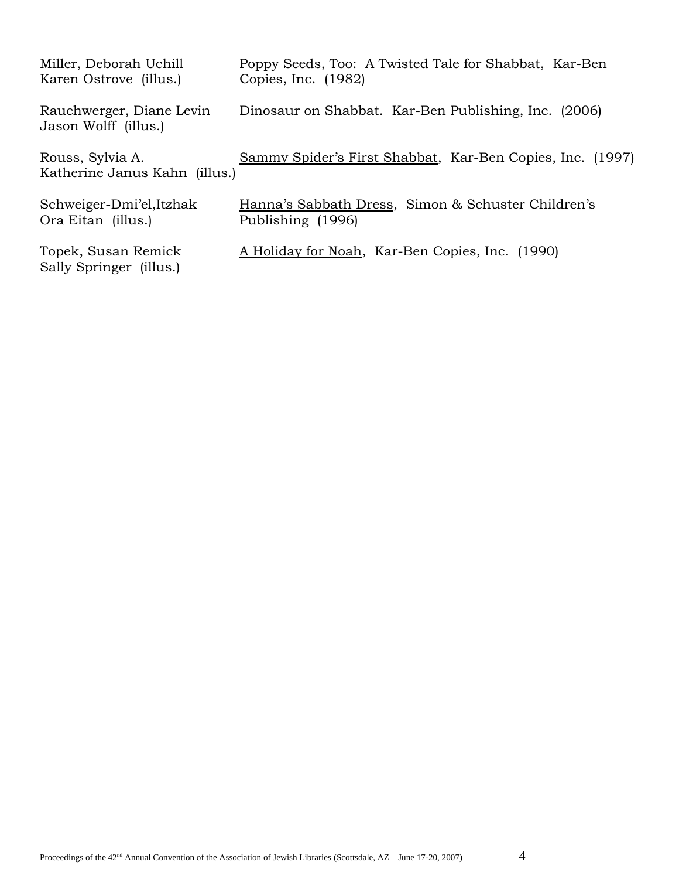Miller, Deborah Uchill
Karen Ostrove (illus.)
Poppy Seeds, Too: A Twisted Tale for Shabbat, Kar-Ben Copies, Inc. (1982)

Rauchwerger, Diane Levin
Jason Wolff (illus.)
Dinosaur on Shabbat. Kar-Ben Publishing, Inc. (2006)

Rouss, Sylvia A.
Katherine Janus Kahn (illus.)
Sammy Spider's First Shabbat, Kar-Ben Copies, Inc. (1997)

Schweiger-Dmi'el,Itzhak
Ora Eitan (illus.)
Hanna's Sabbath Dress, Simon & Schuster Children's Publishing (1996)

Topek, Susan Remick
Sally Springer (illus.)
A Holiday for Noah, Kar-Ben Copies, Inc. (1990)